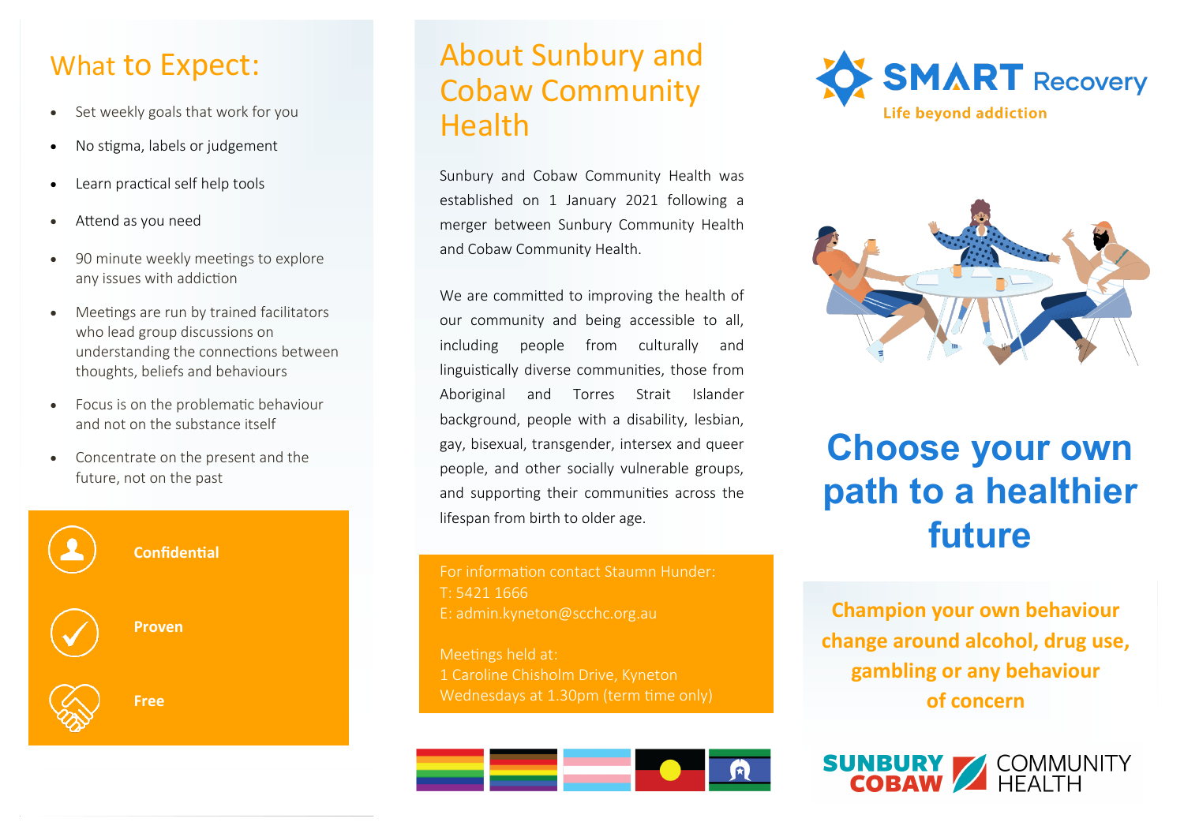## What to Expect:

- Set weekly goals that work for you
- No stigma, labels or judgement
- Learn practical self help tools
- Attend as you need
- 90 minute weekly meetings to explore any issues with addiction
- Meetings are run by trained facilitators who lead group discussions on understanding the connections between thoughts, beliefs and behaviours
- Focus is on the problematic behaviour and not on the substance itself
- Concentrate on the present and the future, not on the past

**Confidential**

**Proven**

**Free**

## About Sunbury and Cobaw Community Health

Sunbury and Cobaw Community Health was established on 1 January 2021 following a merger between Sunbury Community Health and Cobaw Community Health.

We are committed to improving the health of our community and being accessible to all, including people from culturally and linguistically diverse communities, those from Aboriginal and Torres Strait Islander background, people with a disability, lesbian, gay, bisexual, transgender, intersex and queer people, and other socially vulnerable groups, and supporting their communities across the lifespan from birth to older age.

For information contact Staumn Hunder:
T: 5421 1666
E: admin.kyneton@scchc.org.au

Meetings held at:
1 Caroline Chisholm Drive, Kyneton
Wednesdays at 1.30pm (term time only)

**SMART Recovery**
**Life beyond addiction**

# Choose your own path to a healthier future

**Champion your own behaviour change around alcohol, drug use, gambling or any behaviour of concern**

**SUNBURY COBAW** COMMUNITY HEALTH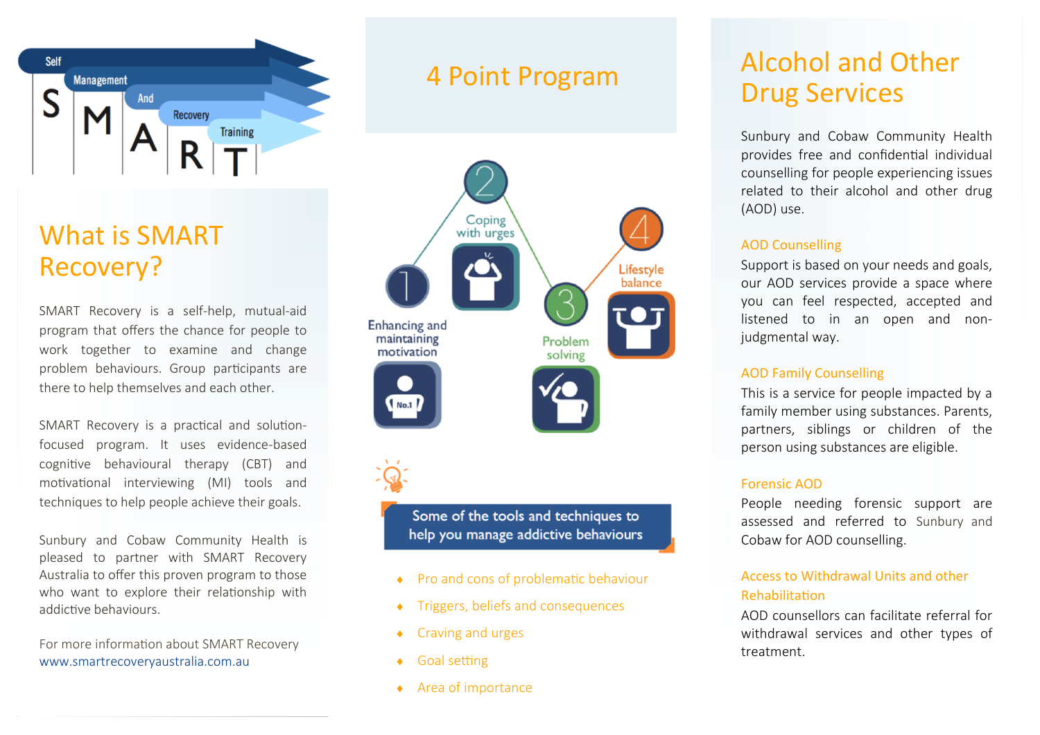Self Management And Recovery Training

S M A R T

# What is SMART Recovery?

SMART Recovery is a self-help, mutual-aid program that offers the chance for people to work together to examine and change problem behaviours. Group participants are there to help themselves and each other.

SMART Recovery is a practical and solution-focused program. It uses evidence-based cognitive behavioural therapy (CBT) and motivational interviewing (MI) tools and techniques to help people achieve their goals.

Sunbury and Cobaw Community Health is pleased to partner with SMART Recovery Australia to offer this proven program to those who want to explore their relationship with addictive behaviours.

For more information about SMART Recovery
www.smartrecoveryaustralia.com.au

# 4 Point Program

1 Enhancing and maintaining motivation

2 Coping with urges

3 Problem solving

4 Lifestyle balance

**Some of the tools and techniques to help you manage addictive behaviours**

- Pro and cons of problematic behaviour
- Triggers, beliefs and consequences
- Craving and urges
- Goal setting
- Area of importance

# Alcohol and Other Drug Services

Sunbury and Cobaw Community Health provides free and confidential individual counselling for people experiencing issues related to their alcohol and other drug (AOD) use.

## AOD Counselling

Support is based on your needs and goals, our AOD services provide a space where you can feel respected, accepted and listened to in an open and non-judgmental way.

## AOD Family Counselling

This is a service for people impacted by a family member using substances. Parents, partners, siblings or children of the person using substances are eligible.

## Forensic AOD

People needing forensic support are assessed and referred to Sunbury and Cobaw for AOD counselling.

## Access to Withdrawal Units and other Rehabilitation

AOD counsellors can facilitate referral for withdrawal services and other types of treatment.